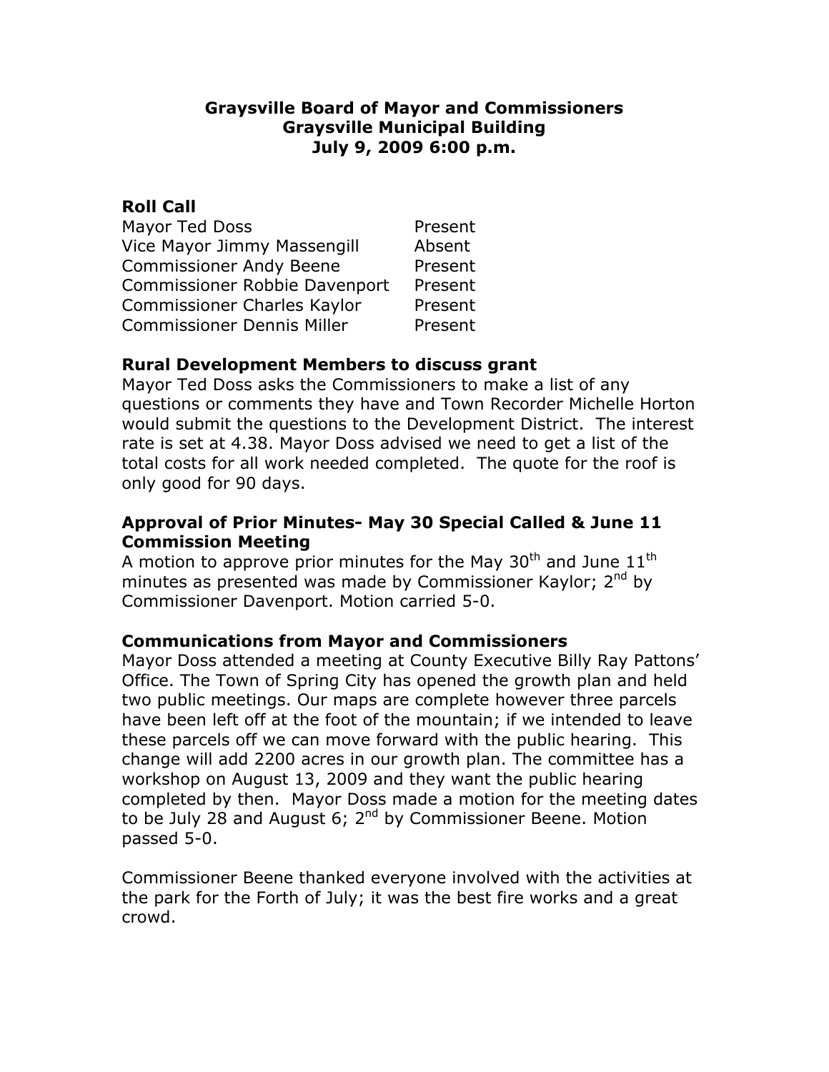**Graysville Board of Mayor and Commissioners**
**Graysville Municipal Building**
**July 9, 2009 6:00 p.m.**

## Roll Call

| | |
|---|---|
| Mayor Ted Doss | Present |
| Vice Mayor Jimmy Massengill | Absent |
| Commissioner Andy Beene | Present |
| Commissioner Robbie Davenport | Present |
| Commissioner Charles Kaylor | Present |
| Commissioner Dennis Miller | Present |

## Rural Development Members to discuss grant

Mayor Ted Doss asks the Commissioners to make a list of any questions or comments they have and Town Recorder Michelle Horton would submit the questions to the Development District. The interest rate is set at 4.38. Mayor Doss advised we need to get a list of the total costs for all work needed completed. The quote for the roof is only good for 90 days.

## Approval of Prior Minutes- May 30 Special Called & June 11 Commission Meeting

A motion to approve prior minutes for the May 30th and June 11th minutes as presented was made by Commissioner Kaylor; 2nd by Commissioner Davenport. Motion carried 5-0.

## Communications from Mayor and Commissioners

Mayor Doss attended a meeting at County Executive Billy Ray Pattons' Office. The Town of Spring City has opened the growth plan and held two public meetings. Our maps are complete however three parcels have been left off at the foot of the mountain; if we intended to leave these parcels off we can move forward with the public hearing. This change will add 2200 acres in our growth plan. The committee has a workshop on August 13, 2009 and they want the public hearing completed by then. Mayor Doss made a motion for the meeting dates to be July 28 and August 6; 2nd by Commissioner Beene. Motion passed 5-0.

Commissioner Beene thanked everyone involved with the activities at the park for the Forth of July; it was the best fire works and a great crowd.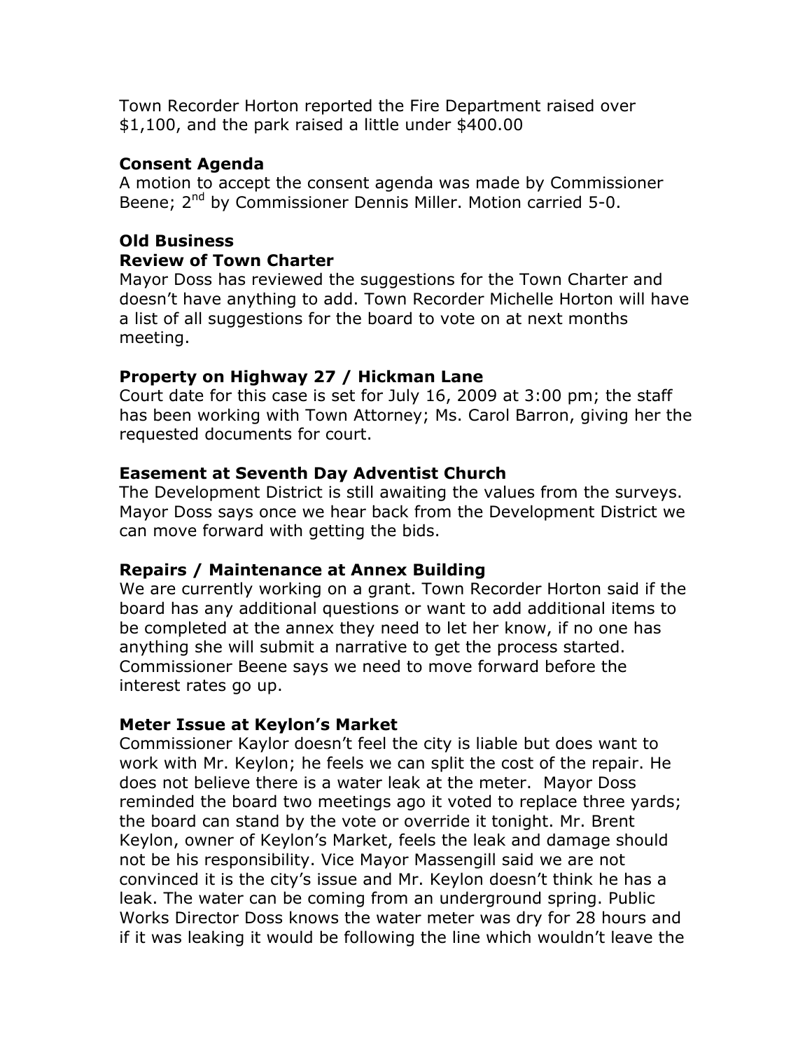Town Recorder Horton reported the Fire Department raised over $1,100, and the park raised a little under $400.00

**Consent Agenda**

A motion to accept the consent agenda was made by Commissioner Beene; 2nd by Commissioner Dennis Miller. Motion carried 5-0.

**Old Business**

**Review of Town Charter**

Mayor Doss has reviewed the suggestions for the Town Charter and doesn't have anything to add. Town Recorder Michelle Horton will have a list of all suggestions for the board to vote on at next months meeting.

**Property on Highway 27 / Hickman Lane**

Court date for this case is set for July 16, 2009 at 3:00 pm; the staff has been working with Town Attorney; Ms. Carol Barron, giving her the requested documents for court.

**Easement at Seventh Day Adventist Church**

The Development District is still awaiting the values from the surveys. Mayor Doss says once we hear back from the Development District we can move forward with getting the bids.

**Repairs / Maintenance at Annex Building**

We are currently working on a grant. Town Recorder Horton said if the board has any additional questions or want to add additional items to be completed at the annex they need to let her know, if no one has anything she will submit a narrative to get the process started. Commissioner Beene says we need to move forward before the interest rates go up.

**Meter Issue at Keylon's Market**

Commissioner Kaylor doesn't feel the city is liable but does want to work with Mr. Keylon; he feels we can split the cost of the repair. He does not believe there is a water leak at the meter. Mayor Doss reminded the board two meetings ago it voted to replace three yards; the board can stand by the vote or override it tonight. Mr. Brent Keylon, owner of Keylon's Market, feels the leak and damage should not be his responsibility. Vice Mayor Massengill said we are not convinced it is the city's issue and Mr. Keylon doesn't think he has a leak. The water can be coming from an underground spring. Public Works Director Doss knows the water meter was dry for 28 hours and if it was leaking it would be following the line which wouldn't leave the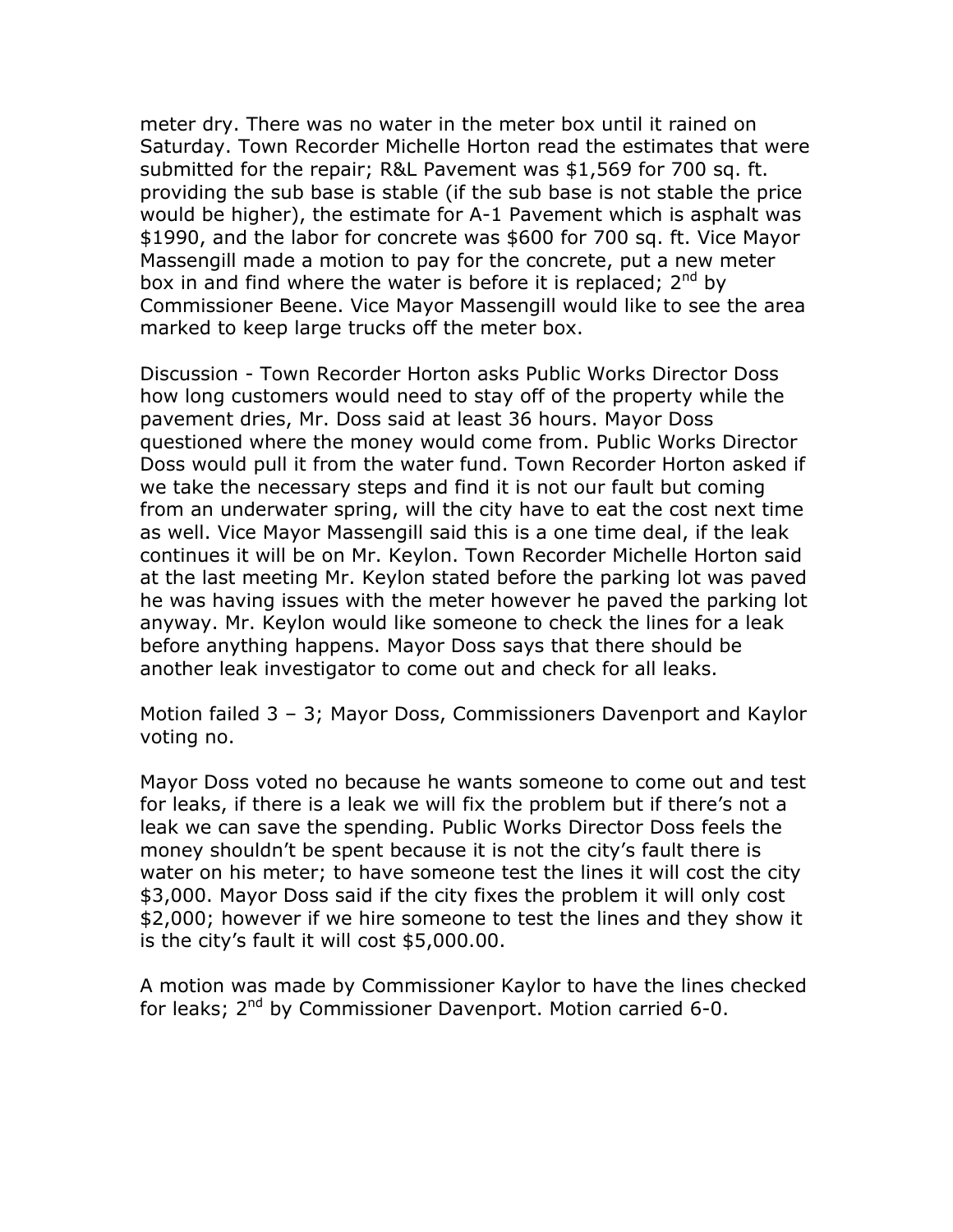meter dry. There was no water in the meter box until it rained on Saturday. Town Recorder Michelle Horton read the estimates that were submitted for the repair; R&L Pavement was $1,569 for 700 sq. ft. providing the sub base is stable (if the sub base is not stable the price would be higher), the estimate for A-1 Pavement which is asphalt was $1990, and the labor for concrete was $600 for 700 sq. ft. Vice Mayor Massengill made a motion to pay for the concrete, put a new meter box in and find where the water is before it is replaced; 2nd by Commissioner Beene. Vice Mayor Massengill would like to see the area marked to keep large trucks off the meter box.

Discussion - Town Recorder Horton asks Public Works Director Doss how long customers would need to stay off of the property while the pavement dries, Mr. Doss said at least 36 hours. Mayor Doss questioned where the money would come from. Public Works Director Doss would pull it from the water fund. Town Recorder Horton asked if we take the necessary steps and find it is not our fault but coming from an underwater spring, will the city have to eat the cost next time as well. Vice Mayor Massengill said this is a one time deal, if the leak continues it will be on Mr. Keylon. Town Recorder Michelle Horton said at the last meeting Mr. Keylon stated before the parking lot was paved he was having issues with the meter however he paved the parking lot anyway. Mr. Keylon would like someone to check the lines for a leak before anything happens. Mayor Doss says that there should be another leak investigator to come out and check for all leaks.

Motion failed 3 – 3; Mayor Doss, Commissioners Davenport and Kaylor voting no.

Mayor Doss voted no because he wants someone to come out and test for leaks, if there is a leak we will fix the problem but if there's not a leak we can save the spending. Public Works Director Doss feels the money shouldn't be spent because it is not the city's fault there is water on his meter; to have someone test the lines it will cost the city $3,000. Mayor Doss said if the city fixes the problem it will only cost $2,000; however if we hire someone to test the lines and they show it is the city's fault it will cost $5,000.00.

A motion was made by Commissioner Kaylor to have the lines checked for leaks; 2nd by Commissioner Davenport. Motion carried 6-0.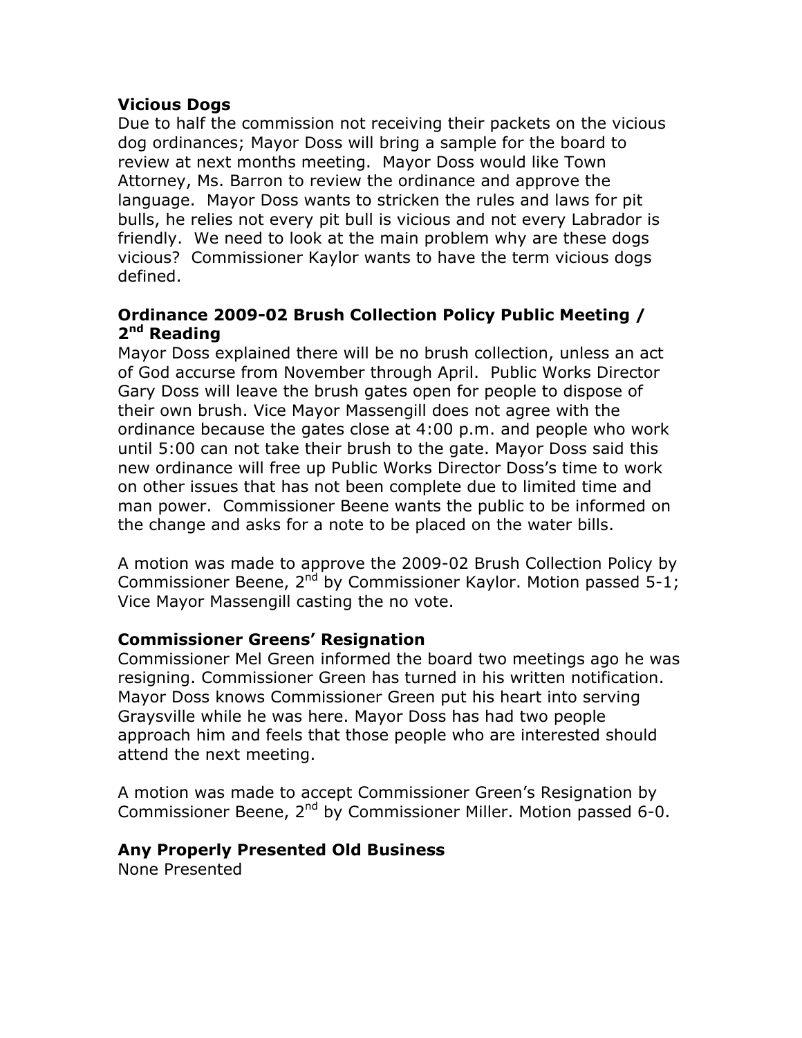**Vicious Dogs**

Due to half the commission not receiving their packets on the vicious dog ordinances; Mayor Doss will bring a sample for the board to review at next months meeting. Mayor Doss would like Town Attorney, Ms. Barron to review the ordinance and approve the language. Mayor Doss wants to stricken the rules and laws for pit bulls, he relies not every pit bull is vicious and not every Labrador is friendly. We need to look at the main problem why are these dogs vicious? Commissioner Kaylor wants to have the term vicious dogs defined.

**Ordinance 2009-02 Brush Collection Policy Public Meeting / 2nd Reading**

Mayor Doss explained there will be no brush collection, unless an act of God accurse from November through April. Public Works Director Gary Doss will leave the brush gates open for people to dispose of their own brush. Vice Mayor Massengill does not agree with the ordinance because the gates close at 4:00 p.m. and people who work until 5:00 can not take their brush to the gate. Mayor Doss said this new ordinance will free up Public Works Director Doss's time to work on other issues that has not been complete due to limited time and man power. Commissioner Beene wants the public to be informed on the change and asks for a note to be placed on the water bills.

A motion was made to approve the 2009-02 Brush Collection Policy by Commissioner Beene, 2nd by Commissioner Kaylor. Motion passed 5-1; Vice Mayor Massengill casting the no vote.

**Commissioner Greens' Resignation**

Commissioner Mel Green informed the board two meetings ago he was resigning. Commissioner Green has turned in his written notification. Mayor Doss knows Commissioner Green put his heart into serving Graysville while he was here. Mayor Doss has had two people approach him and feels that those people who are interested should attend the next meeting.

A motion was made to accept Commissioner Green's Resignation by Commissioner Beene, 2nd by Commissioner Miller. Motion passed 6-0.

**Any Properly Presented Old Business**

None Presented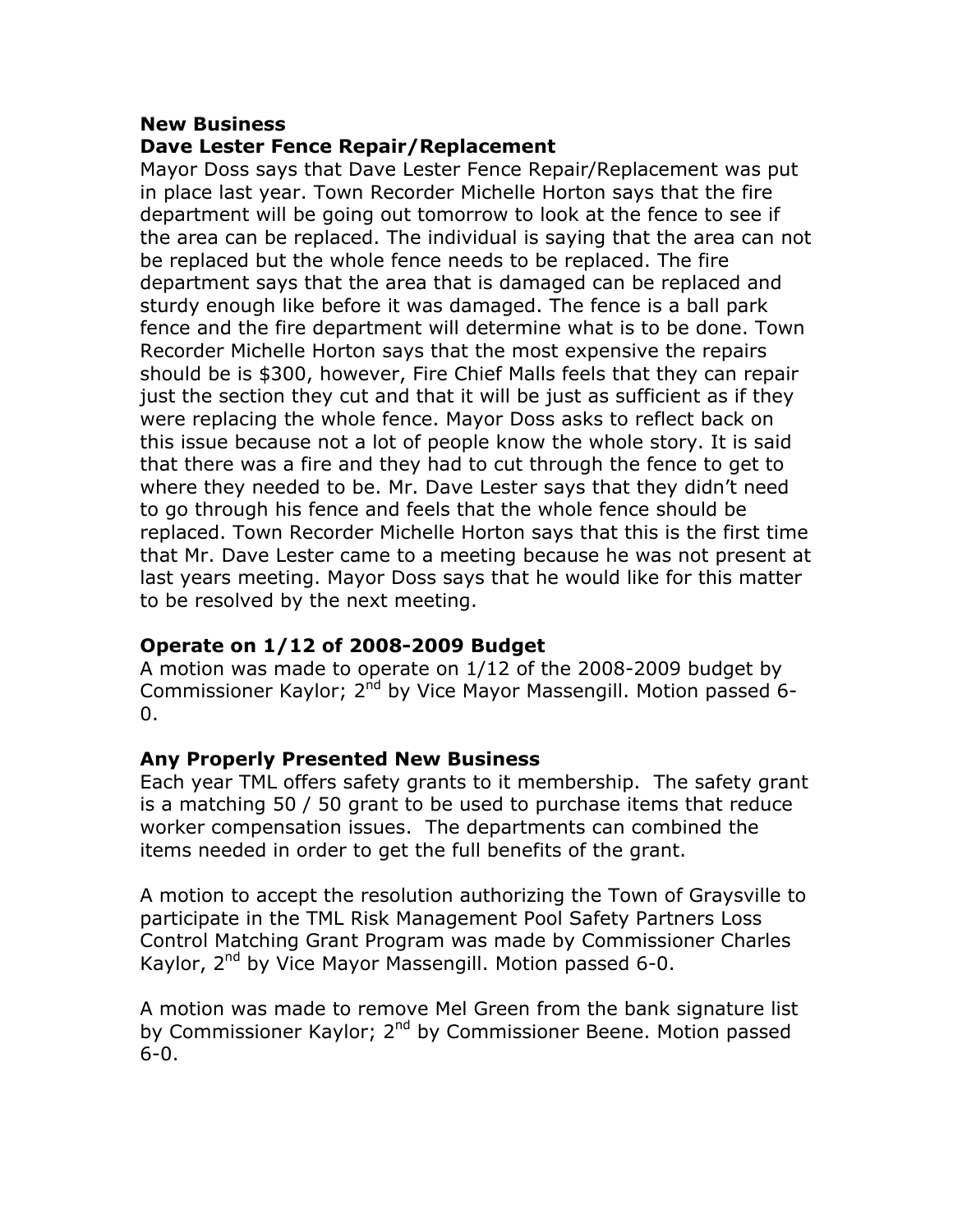**New Business**

**Dave Lester Fence Repair/Replacement**

Mayor Doss says that Dave Lester Fence Repair/Replacement was put in place last year. Town Recorder Michelle Horton says that the fire department will be going out tomorrow to look at the fence to see if the area can be replaced. The individual is saying that the area can not be replaced but the whole fence needs to be replaced. The fire department says that the area that is damaged can be replaced and sturdy enough like before it was damaged. The fence is a ball park fence and the fire department will determine what is to be done. Town Recorder Michelle Horton says that the most expensive the repairs should be is $300, however, Fire Chief Malls feels that they can repair just the section they cut and that it will be just as sufficient as if they were replacing the whole fence. Mayor Doss asks to reflect back on this issue because not a lot of people know the whole story. It is said that there was a fire and they had to cut through the fence to get to where they needed to be. Mr. Dave Lester says that they didn't need to go through his fence and feels that the whole fence should be replaced. Town Recorder Michelle Horton says that this is the first time that Mr. Dave Lester came to a meeting because he was not present at last years meeting. Mayor Doss says that he would like for this matter to be resolved by the next meeting.

**Operate on 1/12 of 2008-2009 Budget**

A motion was made to operate on 1/12 of the 2008-2009 budget by Commissioner Kaylor; 2nd by Vice Mayor Massengill. Motion passed 6-0.

**Any Properly Presented New Business**

Each year TML offers safety grants to it membership. The safety grant is a matching 50 / 50 grant to be used to purchase items that reduce worker compensation issues. The departments can combined the items needed in order to get the full benefits of the grant.

A motion to accept the resolution authorizing the Town of Graysville to participate in the TML Risk Management Pool Safety Partners Loss Control Matching Grant Program was made by Commissioner Charles Kaylor, 2nd by Vice Mayor Massengill. Motion passed 6-0.

A motion was made to remove Mel Green from the bank signature list by Commissioner Kaylor; 2nd by Commissioner Beene. Motion passed 6-0.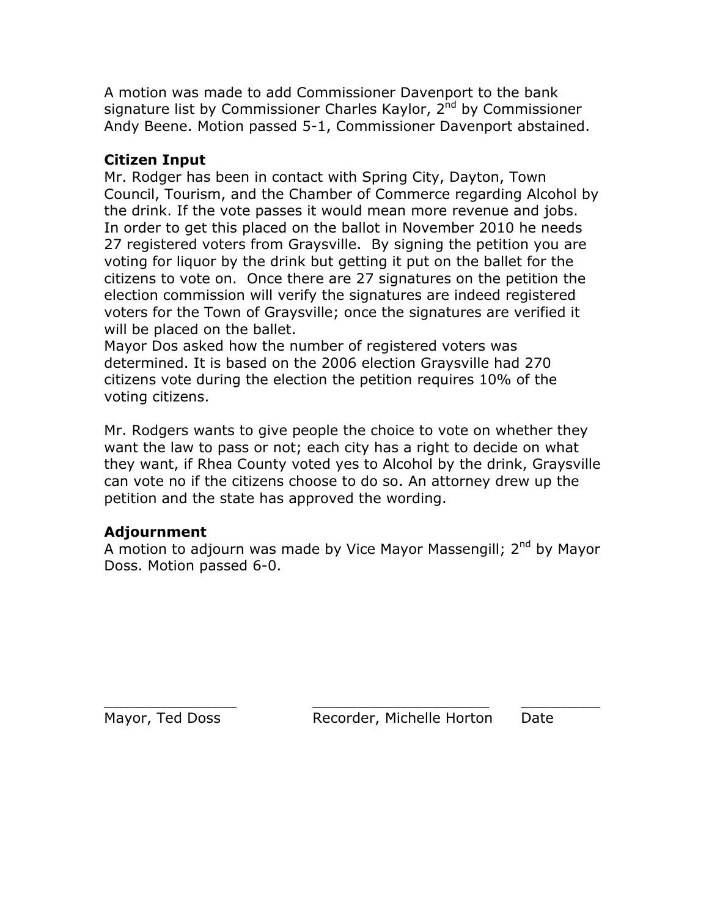A motion was made to add Commissioner Davenport to the bank signature list by Commissioner Charles Kaylor, 2nd by Commissioner Andy Beene. Motion passed 5-1, Commissioner Davenport abstained.

**Citizen Input**

Mr. Rodger has been in contact with Spring City, Dayton, Town Council, Tourism, and the Chamber of Commerce regarding Alcohol by the drink. If the vote passes it would mean more revenue and jobs. In order to get this placed on the ballot in November 2010 he needs 27 registered voters from Graysville. By signing the petition you are voting for liquor by the drink but getting it put on the ballet for the citizens to vote on. Once there are 27 signatures on the petition the election commission will verify the signatures are indeed registered voters for the Town of Graysville; once the signatures are verified it will be placed on the ballet.

Mayor Dos asked how the number of registered voters was determined. It is based on the 2006 election Graysville had 270 citizens vote during the election the petition requires 10% of the voting citizens.

Mr. Rodgers wants to give people the choice to vote on whether they want the law to pass or not; each city has a right to decide on what they want, if Rhea County voted yes to Alcohol by the drink, Graysville can vote no if the citizens choose to do so. An attorney drew up the petition and the state has approved the wording.

**Adjournment**

A motion to adjourn was made by Vice Mayor Massengill; 2nd by Mayor Doss. Motion passed 6-0.

_______________ &nbsp;&nbsp;&nbsp; ____________________ &nbsp;&nbsp;&nbsp; _________

Mayor, Ted Doss &nbsp;&nbsp;&nbsp; Recorder, Michelle Horton &nbsp;&nbsp;&nbsp; Date